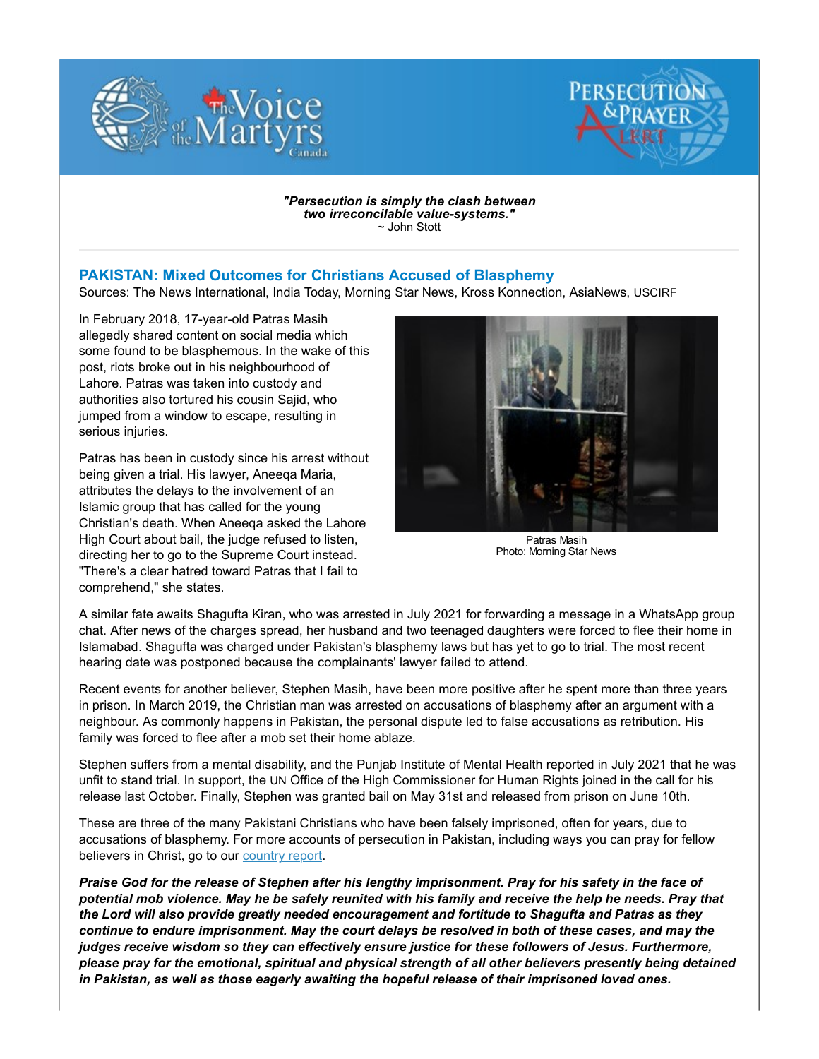*"Persecution is simply the clash between two irreconcilable value-systems."*
~ John Stott

## PAKISTAN: Mixed Outcomes for Christians Accused of Blasphemy

Sources: The News International, India Today, Morning Star News, Kross Konnection, AsiaNews, USCIRF

In February 2018, 17-year-old Patras Masih allegedly shared content on social media which some found to be blasphemous. In the wake of this post, riots broke out in his neighbourhood of Lahore. Patras was taken into custody and authorities also tortured his cousin Sajid, who jumped from a window to escape, resulting in serious injuries.

Patras has been in custody since his arrest without being given a trial. His lawyer, Aneeqa Maria, attributes the delays to the involvement of an Islamic group that has called for the young Christian's death. When Aneeqa asked the Lahore High Court about bail, the judge refused to listen, directing her to go to the Supreme Court instead. "There's a clear hatred toward Patras that I fail to comprehend," she states.

Patras Masih
Photo: Morning Star News

A similar fate awaits Shagufta Kiran, who was arrested in July 2021 for forwarding a message in a WhatsApp group chat. After news of the charges spread, her husband and two teenaged daughters were forced to flee their home in Islamabad. Shagufta was charged under Pakistan's blasphemy laws but has yet to go to trial. The most recent hearing date was postponed because the complainants' lawyer failed to attend.

Recent events for another believer, Stephen Masih, have been more positive after he spent more than three years in prison. In March 2019, the Christian man was arrested on accusations of blasphemy after an argument with a neighbour. As commonly happens in Pakistan, the personal dispute led to false accusations as retribution. His family was forced to flee after a mob set their home ablaze.

Stephen suffers from a mental disability, and the Punjab Institute of Mental Health reported in July 2021 that he was unfit to stand trial. In support, the UN Office of the High Commissioner for Human Rights joined in the call for his release last October. Finally, Stephen was granted bail on May 31st and released from prison on June 10th.

These are three of the many Pakistani Christians who have been falsely imprisoned, often for years, due to accusations of blasphemy. For more accounts of persecution in Pakistan, including ways you can pray for fellow believers in Christ, go to our country report.

***Praise God for the release of Stephen after his lengthy imprisonment. Pray for his safety in the face of potential mob violence. May he be safely reunited with his family and receive the help he needs. Pray that the Lord will also provide greatly needed encouragement and fortitude to Shagufta and Patras as they continue to endure imprisonment. May the court delays be resolved in both of these cases, and may the judges receive wisdom so they can effectively ensure justice for these followers of Jesus. Furthermore, please pray for the emotional, spiritual and physical strength of all other believers presently being detained in Pakistan, as well as those eagerly awaiting the hopeful release of their imprisoned loved ones.***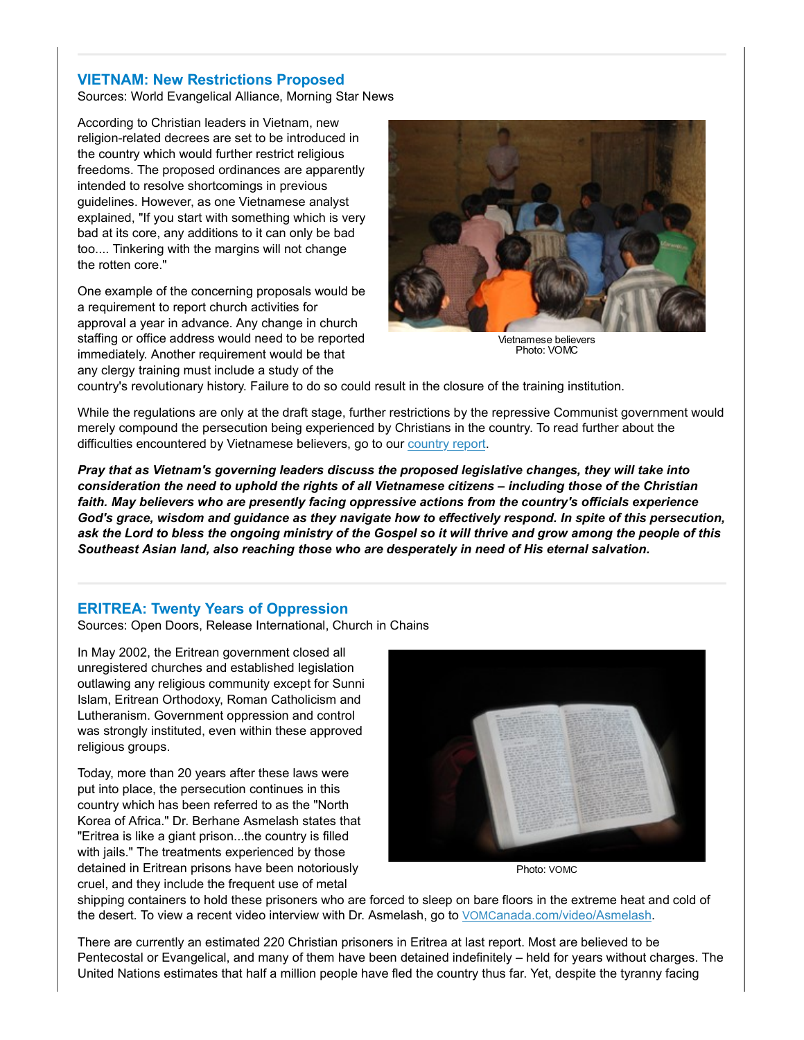## VIETNAM: New Restrictions Proposed

Sources: World Evangelical Alliance, Morning Star News

According to Christian leaders in Vietnam, new religion-related decrees are set to be introduced in the country which would further restrict religious freedoms. The proposed ordinances are apparently intended to resolve shortcomings in previous guidelines. However, as one Vietnamese analyst explained, "If you start with something which is very bad at its core, any additions to it can only be bad too.... Tinkering with the margins will not change the rotten core."

Vietnamese believers
Photo: VOMC

One example of the concerning proposals would be a requirement to report church activities for approval a year in advance. Any change in church staffing or office address would need to be reported immediately. Another requirement would be that any clergy training must include a study of the country's revolutionary history. Failure to do so could result in the closure of the training institution.

While the regulations are only at the draft stage, further restrictions by the repressive Communist government would merely compound the persecution being experienced by Christians in the country. To read further about the difficulties encountered by Vietnamese believers, go to our country report.

***Pray that as Vietnam's governing leaders discuss the proposed legislative changes, they will take into consideration the need to uphold the rights of all Vietnamese citizens – including those of the Christian faith. May believers who are presently facing oppressive actions from the country's officials experience God's grace, wisdom and guidance as they navigate how to effectively respond. In spite of this persecution, ask the Lord to bless the ongoing ministry of the Gospel so it will thrive and grow among the people of this Southeast Asian land, also reaching those who are desperately in need of His eternal salvation.***

## ERITREA: Twenty Years of Oppression

Sources: Open Doors, Release International, Church in Chains

In May 2002, the Eritrean government closed all unregistered churches and established legislation outlawing any religious community except for Sunni Islam, Eritrean Orthodoxy, Roman Catholicism and Lutheranism. Government oppression and control was strongly instituted, even within these approved religious groups.

Photo: VOMC

Today, more than 20 years after these laws were put into place, the persecution continues in this country which has been referred to as the "North Korea of Africa." Dr. Berhane Asmelash states that "Eritrea is like a giant prison...the country is filled with jails." The treatments experienced by those detained in Eritrean prisons have been notoriously cruel, and they include the frequent use of metal shipping containers to hold these prisoners who are forced to sleep on bare floors in the extreme heat and cold of the desert. To view a recent video interview with Dr. Asmelash, go to VOMCanada.com/video/Asmelash.

There are currently an estimated 220 Christian prisoners in Eritrea at last report. Most are believed to be Pentecostal or Evangelical, and many of them have been detained indefinitely – held for years without charges. The United Nations estimates that half a million people have fled the country thus far. Yet, despite the tyranny facing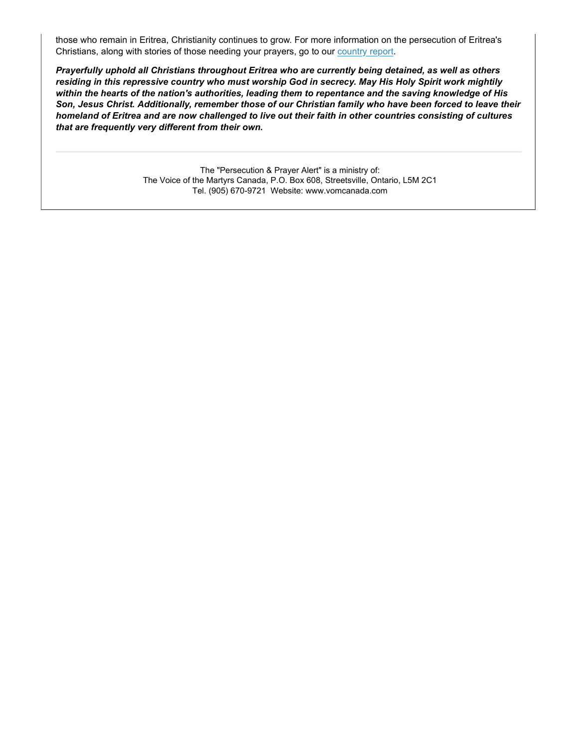those who remain in Eritrea, Christianity continues to grow. For more information on the persecution of Eritrea's Christians, along with stories of those needing your prayers, go to our country report.

***Prayerfully uphold all Christians throughout Eritrea who are currently being detained, as well as others residing in this repressive country who must worship God in secrecy. May His Holy Spirit work mightily within the hearts of the nation's authorities, leading them to repentance and the saving knowledge of His Son, Jesus Christ. Additionally, remember those of our Christian family who have been forced to leave their homeland of Eritrea and are now challenged to live out their faith in other countries consisting of cultures that are frequently very different from their own.***

---

The "Persecution & Prayer Alert" is a ministry of:
The Voice of the Martyrs Canada, P.O. Box 608, Streetsville, Ontario, L5M 2C1
Tel. (905) 670-9721 Website: www.vomcanada.com